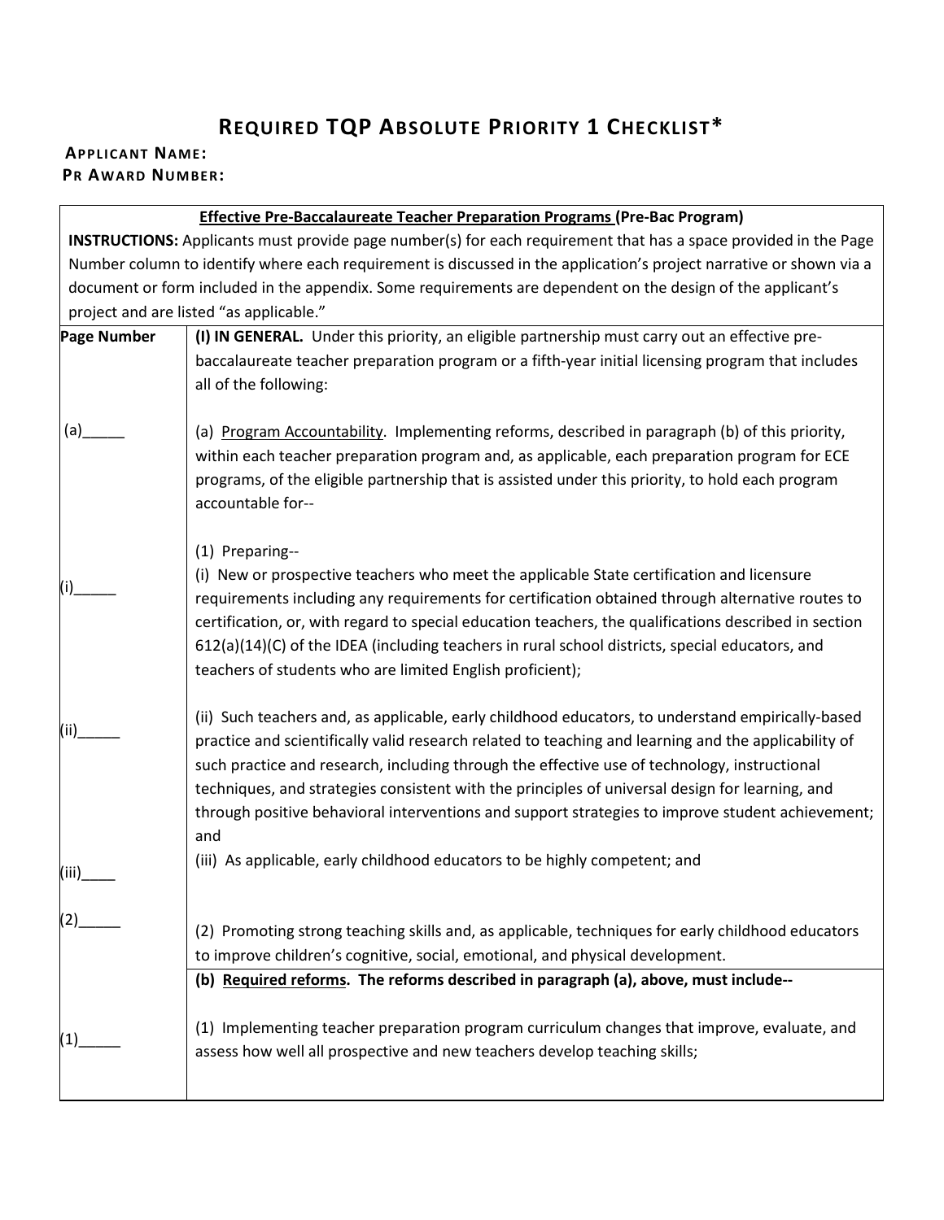# REQUIRED TQP ABSOLUTE PRIORITY 1 CHECKLIST*

**APPLICANT NAME:**
**PR AWARD NUMBER:**

| | |
|---|---|
| | **Effective Pre-Baccalaureate Teacher Preparation Programs (Pre-Bac Program)**<br>**INSTRUCTIONS:** Applicants must provide page number(s) for each requirement that has a space provided in the Page Number column to identify where each requirement is discussed in the application's project narrative or shown via a document or form included in the appendix. Some requirements are dependent on the design of the applicant's project and are listed "as applicable." |
| **Page Number** | **(I) IN GENERAL.** Under this priority, an eligible partnership must carry out an effective pre-baccalaureate teacher preparation program or a fifth-year initial licensing program that includes all of the following: |
| (a)_____ | (a) Program Accountability. Implementing reforms, described in paragraph (b) of this priority, within each teacher preparation program and, as applicable, each preparation program for ECE programs, of the eligible partnership that is assisted under this priority, to hold each program accountable for-- |
| (i)_____ | (1) Preparing--<br>(i) New or prospective teachers who meet the applicable State certification and licensure requirements including any requirements for certification obtained through alternative routes to certification, or, with regard to special education teachers, the qualifications described in section 612(a)(14)(C) of the IDEA (including teachers in rural school districts, special educators, and teachers of students who are limited English proficient); |
| (ii)_____ | (ii) Such teachers and, as applicable, early childhood educators, to understand empirically-based practice and scientifically valid research related to teaching and learning and the applicability of such practice and research, including through the effective use of technology, instructional techniques, and strategies consistent with the principles of universal design for learning, and through positive behavioral interventions and support strategies to improve student achievement; and |
| (iii)____ | (iii) As applicable, early childhood educators to be highly competent; and |
| (2)_____ | (2) Promoting strong teaching skills and, as applicable, techniques for early childhood educators to improve children's cognitive, social, emotional, and physical development. |
| | **(b) Required reforms. The reforms described in paragraph (a), above, must include--** |
| (1)_____ | (1) Implementing teacher preparation program curriculum changes that improve, evaluate, and assess how well all prospective and new teachers develop teaching skills; |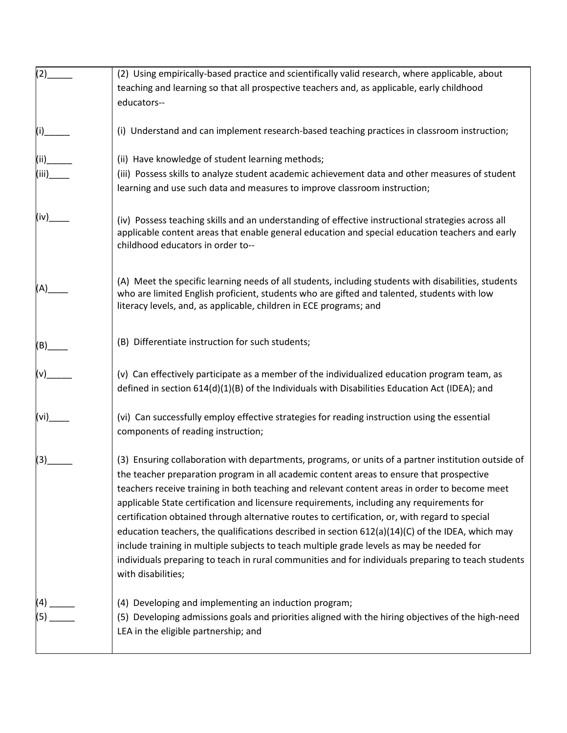| | |
|---|---|
| (2)_____ | (2) Using empirically-based practice and scientifically valid research, where applicable, about teaching and learning so that all prospective teachers and, as applicable, early childhood educators-- |
| (i)_____ | (i) Understand and can implement research-based teaching practices in classroom instruction; |
| (ii)_____ | (ii) Have knowledge of student learning methods; |
| (iii)____ | (iii) Possess skills to analyze student academic achievement data and other measures of student learning and use such data and measures to improve classroom instruction; |
| (iv)____ | (iv) Possess teaching skills and an understanding of effective instructional strategies across all applicable content areas that enable general education and special education teachers and early childhood educators in order to-- |
| (A)____ | (A) Meet the specific learning needs of all students, including students with disabilities, students who are limited English proficient, students who are gifted and talented, students with low literacy levels, and, as applicable, children in ECE programs; and |
| (B)____ | (B) Differentiate instruction for such students; |
| (v)_____ | (v) Can effectively participate as a member of the individualized education program team, as defined in section 614(d)(1)(B) of the Individuals with Disabilities Education Act (IDEA); and |
| (vi)____ | (vi) Can successfully employ effective strategies for reading instruction using the essential components of reading instruction; |
| (3)_____ | (3) Ensuring collaboration with departments, programs, or units of a partner institution outside of the teacher preparation program in all academic content areas to ensure that prospective teachers receive training in both teaching and relevant content areas in order to become meet applicable State certification and licensure requirements, including any requirements for certification obtained through alternative routes to certification, or, with regard to special education teachers, the qualifications described in section 612(a)(14)(C) of the IDEA, which may include training in multiple subjects to teach multiple grade levels as may be needed for individuals preparing to teach in rural communities and for individuals preparing to teach students with disabilities; |
| (4) _____ | (4) Developing and implementing an induction program; |
| (5) _____ | (5) Developing admissions goals and priorities aligned with the hiring objectives of the high-need LEA in the eligible partnership; and |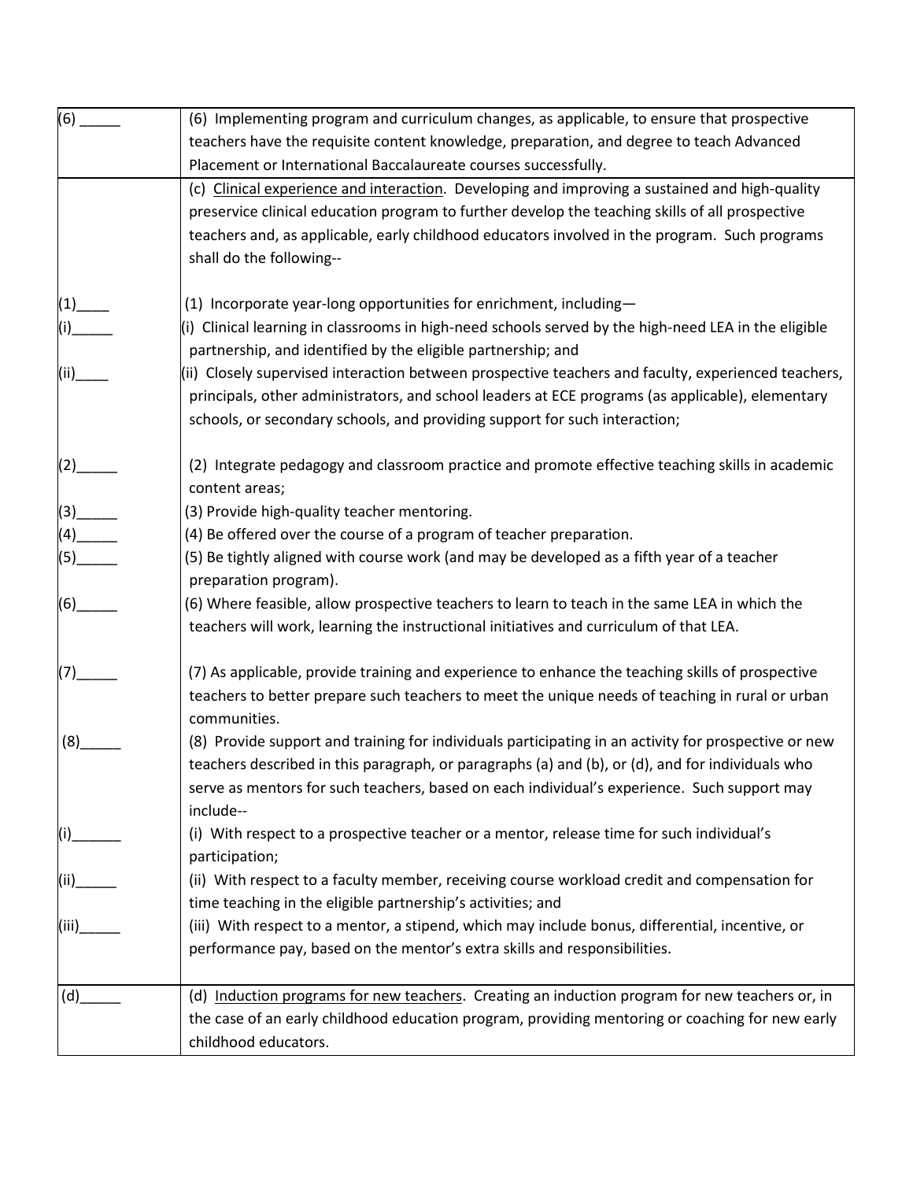| | |
|---|---|
| (6) _____ | (6) Implementing program and curriculum changes, as applicable, to ensure that prospective teachers have the requisite content knowledge, preparation, and degree to teach Advanced Placement or International Baccalaureate courses successfully. |
| | (c) Clinical experience and interaction. Developing and improving a sustained and high-quality preservice clinical education program to further develop the teaching skills of all prospective teachers and, as applicable, early childhood educators involved in the program. Such programs shall do the following-- |
| (1)____ | (1) Incorporate year-long opportunities for enrichment, including— |
| (i)_____ | (i) Clinical learning in classrooms in high-need schools served by the high-need LEA in the eligible partnership, and identified by the eligible partnership; and |
| (ii)____ | (ii) Closely supervised interaction between prospective teachers and faculty, experienced teachers, principals, other administrators, and school leaders at ECE programs (as applicable), elementary schools, or secondary schools, and providing support for such interaction; |
| (2)_____ | (2) Integrate pedagogy and classroom practice and promote effective teaching skills in academic content areas; |
| (3)_____ | (3) Provide high-quality teacher mentoring. |
| (4)_____ | (4) Be offered over the course of a program of teacher preparation. |
| (5)_____ | (5) Be tightly aligned with course work (and may be developed as a fifth year of a teacher preparation program). |
| (6)_____ | (6) Where feasible, allow prospective teachers to learn to teach in the same LEA in which the teachers will work, learning the instructional initiatives and curriculum of that LEA. |
| (7)_____ | (7) As applicable, provide training and experience to enhance the teaching skills of prospective teachers to better prepare such teachers to meet the unique needs of teaching in rural or urban communities. |
| (8)_____ | (8) Provide support and training for individuals participating in an activity for prospective or new teachers described in this paragraph, or paragraphs (a) and (b), or (d), and for individuals who serve as mentors for such teachers, based on each individual's experience. Such support may include-- |
| (i)______ | (i) With respect to a prospective teacher or a mentor, release time for such individual's participation; |
| (ii)_____ | (ii) With respect to a faculty member, receiving course workload credit and compensation for time teaching in the eligible partnership's activities; and |
| (iii)_____ | (iii) With respect to a mentor, a stipend, which may include bonus, differential, incentive, or performance pay, based on the mentor's extra skills and responsibilities. |
| (d)_____ | (d) Induction programs for new teachers. Creating an induction program for new teachers or, in the case of an early childhood education program, providing mentoring or coaching for new early childhood educators. |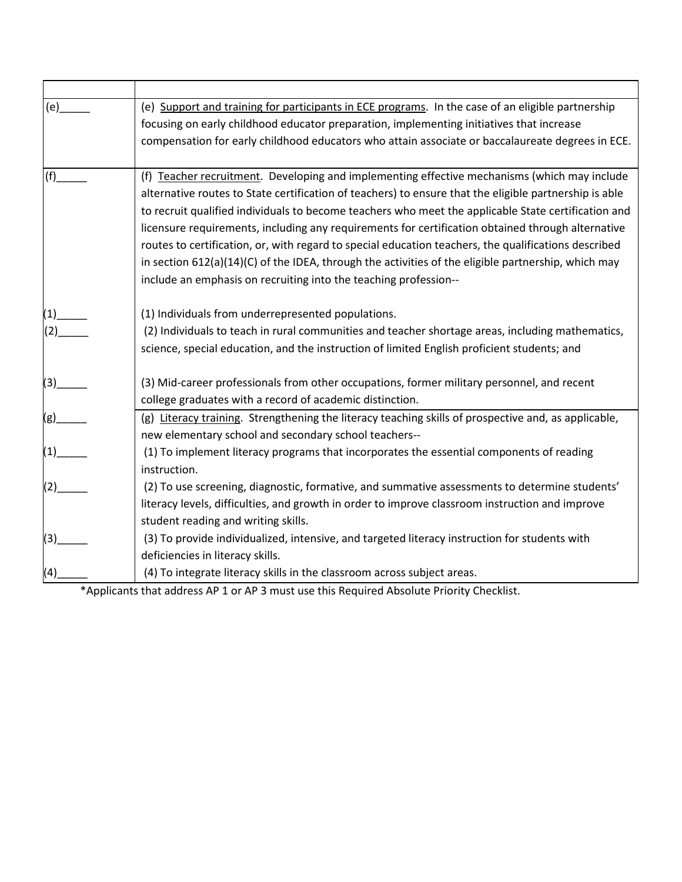| | |
|---|---|
| (e)_____ | (e) Support and training for participants in ECE programs. In the case of an eligible partnership focusing on early childhood educator preparation, implementing initiatives that increase compensation for early childhood educators who attain associate or baccalaureate degrees in ECE. |
| (f)_____ | (f) Teacher recruitment. Developing and implementing effective mechanisms (which may include alternative routes to State certification of teachers) to ensure that the eligible partnership is able to recruit qualified individuals to become teachers who meet the applicable State certification and licensure requirements, including any requirements for certification obtained through alternative routes to certification, or, with regard to special education teachers, the qualifications described in section 612(a)(14)(C) of the IDEA, through the activities of the eligible partnership, which may include an emphasis on recruiting into the teaching profession-- |
| (1)_____ | (1) Individuals from underrepresented populations. |
| (2)_____ | (2) Individuals to teach in rural communities and teacher shortage areas, including mathematics, science, special education, and the instruction of limited English proficient students; and |
| (3)_____ | (3) Mid-career professionals from other occupations, former military personnel, and recent college graduates with a record of academic distinction. |
| (g)_____ | (g) Literacy training. Strengthening the literacy teaching skills of prospective and, as applicable, new elementary school and secondary school teachers-- |
| (1)_____ | (1) To implement literacy programs that incorporates the essential components of reading instruction. |
| (2)_____ | (2) To use screening, diagnostic, formative, and summative assessments to determine students' literacy levels, difficulties, and growth in order to improve classroom instruction and improve student reading and writing skills. |
| (3)_____ | (3) To provide individualized, intensive, and targeted literacy instruction for students with deficiencies in literacy skills. |
| (4)_____ | (4) To integrate literacy skills in the classroom across subject areas. |

*Applicants that address AP 1 or AP 3 must use this Required Absolute Priority Checklist.